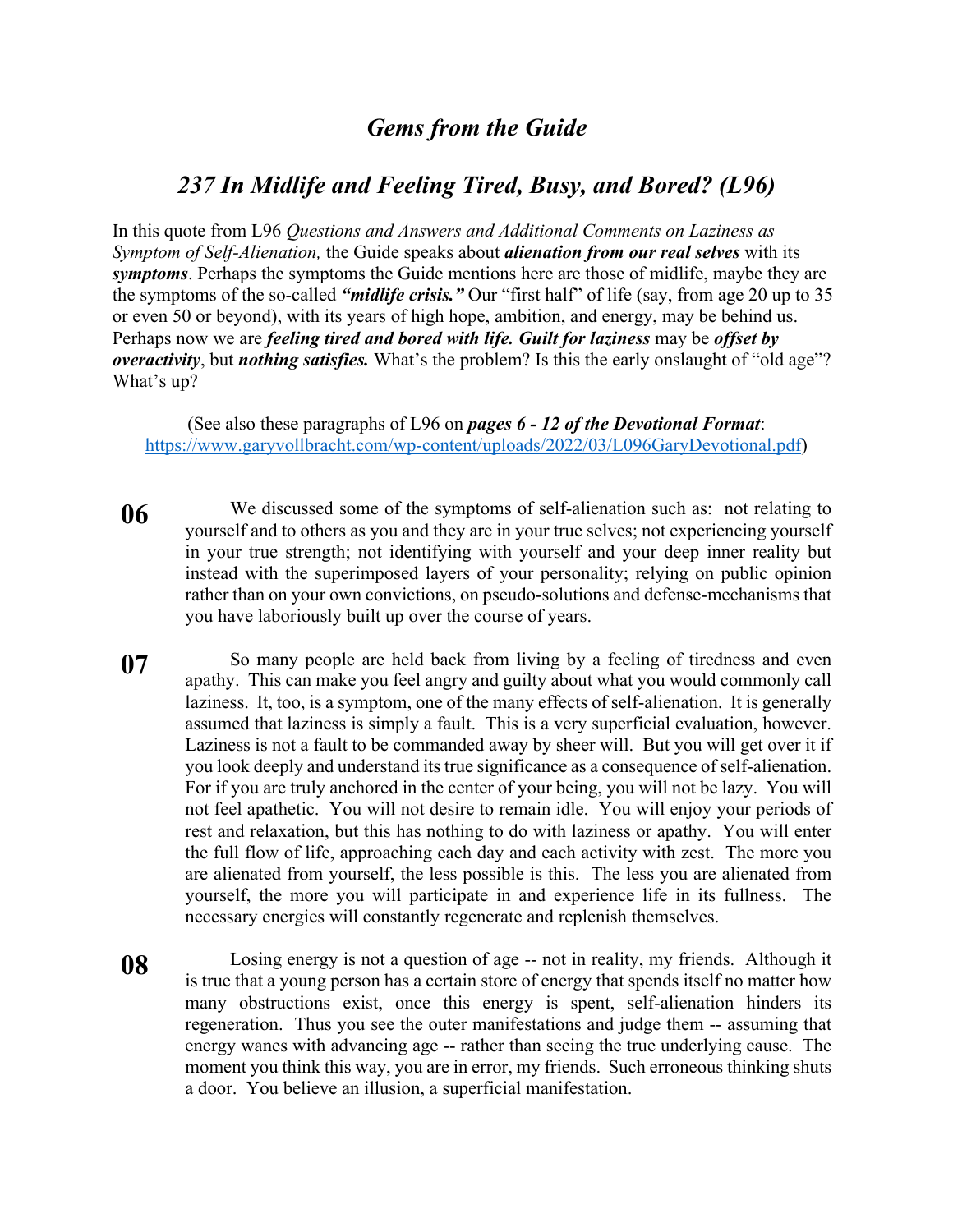# *Gems from the Guide*

## *237 In Midlife and Feeling Tired, Busy, and Bored? (L96)*

In this quote from L96 *Questions and Answers and Additional Comments on Laziness as Symptom of Self-Alienation,* the Guide speaks about ***alienation from our real selves*** with its ***symptoms***. Perhaps the symptoms the Guide mentions here are those of midlife, maybe they are the symptoms of the so-called ***"midlife crisis."*** Our "first half" of life (say, from age 20 up to 35 or even 50 or beyond), with its years of high hope, ambition, and energy, may be behind us. Perhaps now we are ***feeling tired and bored with life. Guilt for laziness*** may be ***offset by overactivity***, but ***nothing satisfies.*** What's the problem? Is this the early onslaught of "old age"? What's up?

(See also these paragraphs of L96 on ***pages 6 - 12 of the Devotional Format***: https://www.garyvollbracht.com/wp-content/uploads/2022/03/L096GaryDevotional.pdf)

**06** We discussed some of the symptoms of self-alienation such as: not relating to yourself and to others as you and they are in your true selves; not experiencing yourself in your true strength; not identifying with yourself and your deep inner reality but instead with the superimposed layers of your personality; relying on public opinion rather than on your own convictions, on pseudo-solutions and defense-mechanisms that you have laboriously built up over the course of years.

**07** So many people are held back from living by a feeling of tiredness and even apathy. This can make you feel angry and guilty about what you would commonly call laziness. It, too, is a symptom, one of the many effects of self-alienation. It is generally assumed that laziness is simply a fault. This is a very superficial evaluation, however. Laziness is not a fault to be commanded away by sheer will. But you will get over it if you look deeply and understand its true significance as a consequence of self-alienation. For if you are truly anchored in the center of your being, you will not be lazy. You will not feel apathetic. You will not desire to remain idle. You will enjoy your periods of rest and relaxation, but this has nothing to do with laziness or apathy. You will enter the full flow of life, approaching each day and each activity with zest. The more you are alienated from yourself, the less possible is this. The less you are alienated from yourself, the more you will participate in and experience life in its fullness. The necessary energies will constantly regenerate and replenish themselves.

**08** Losing energy is not a question of age -- not in reality, my friends. Although it is true that a young person has a certain store of energy that spends itself no matter how many obstructions exist, once this energy is spent, self-alienation hinders its regeneration. Thus you see the outer manifestations and judge them -- assuming that energy wanes with advancing age -- rather than seeing the true underlying cause. The moment you think this way, you are in error, my friends. Such erroneous thinking shuts a door. You believe an illusion, a superficial manifestation.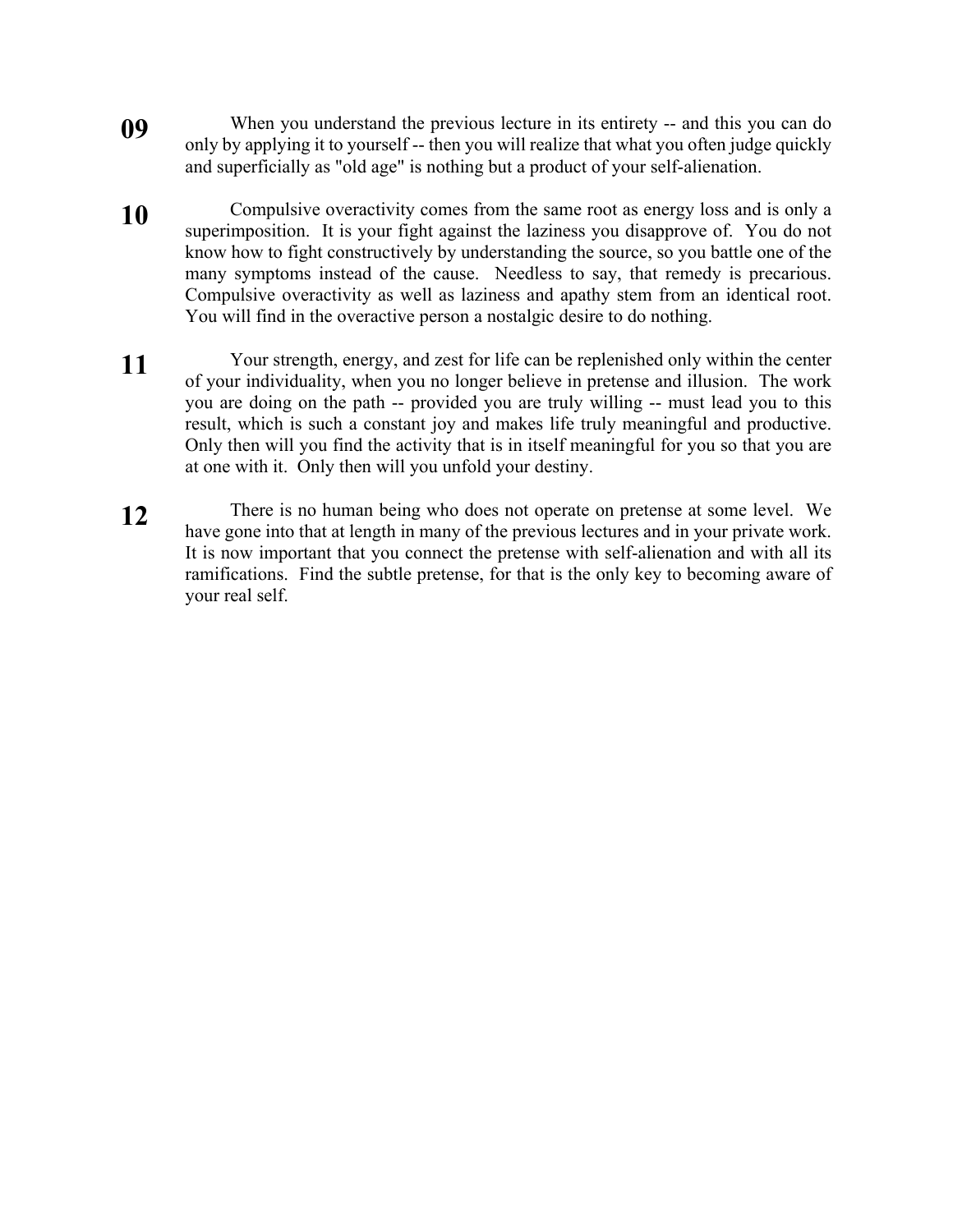**09** When you understand the previous lecture in its entirety -- and this you can do only by applying it to yourself -- then you will realize that what you often judge quickly and superficially as "old age" is nothing but a product of your self-alienation.

**10** Compulsive overactivity comes from the same root as energy loss and is only a superimposition. It is your fight against the laziness you disapprove of. You do not know how to fight constructively by understanding the source, so you battle one of the many symptoms instead of the cause. Needless to say, that remedy is precarious. Compulsive overactivity as well as laziness and apathy stem from an identical root. You will find in the overactive person a nostalgic desire to do nothing.

**11** Your strength, energy, and zest for life can be replenished only within the center of your individuality, when you no longer believe in pretense and illusion. The work you are doing on the path -- provided you are truly willing -- must lead you to this result, which is such a constant joy and makes life truly meaningful and productive. Only then will you find the activity that is in itself meaningful for you so that you are at one with it. Only then will you unfold your destiny.

**12** There is no human being who does not operate on pretense at some level. We have gone into that at length in many of the previous lectures and in your private work. It is now important that you connect the pretense with self-alienation and with all its ramifications. Find the subtle pretense, for that is the only key to becoming aware of your real self.